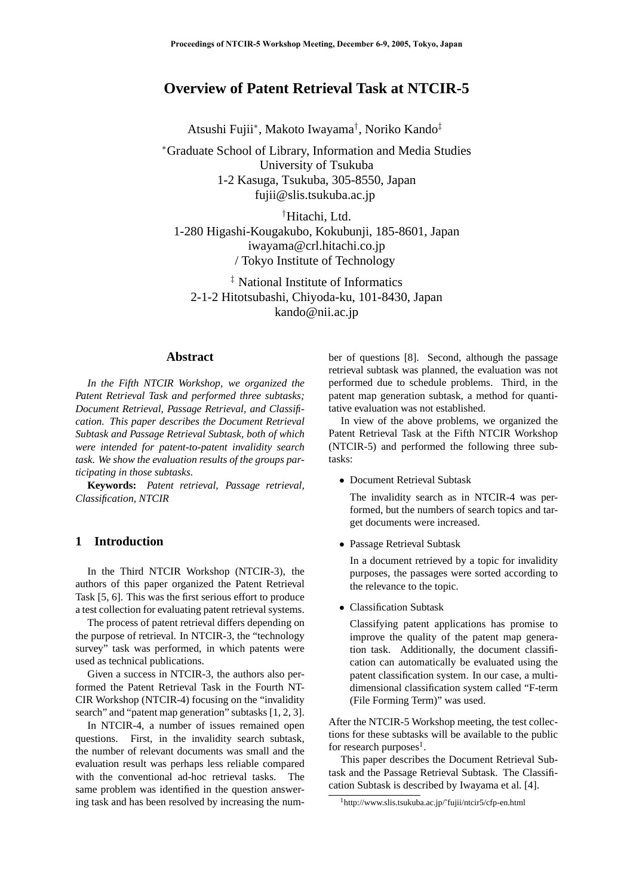# Overview of Patent Retrieval Task at NTCIR-5

Atsushi Fujii[*], Makoto Iwayama[†], Noriko Kando[‡]

[*]Graduate School of Library, Information and Media Studies
University of Tsukuba
1-2 Kasuga, Tsukuba, 305-8550, Japan
fujii@slis.tsukuba.ac.jp

[†]Hitachi, Ltd.
1-280 Higashi-Kougakubo, Kokubunji, 185-8601, Japan
iwayama@crl.hitachi.co.jp
/ Tokyo Institute of Technology

[‡] National Institute of Informatics
2-1-2 Hitotsubashi, Chiyoda-ku, 101-8430, Japan
kando@nii.ac.jp

## Abstract

*In the Fifth NTCIR Workshop, we organized the Patent Retrieval Task and performed three subtasks; Document Retrieval, Passage Retrieval, and Classification. This paper describes the Document Retrieval Subtask and Passage Retrieval Subtask, both of which were intended for patent-to-patent invalidity search task. We show the evaluation results of the groups participating in those subtasks.*

**Keywords:** *Patent retrieval, Passage retrieval, Classification, NTCIR*

## 1 Introduction

In the Third NTCIR Workshop (NTCIR-3), the authors of this paper organized the Patent Retrieval Task [5, 6]. This was the first serious effort to produce a test collection for evaluating patent retrieval systems.

The process of patent retrieval differs depending on the purpose of retrieval. In NTCIR-3, the "technology survey" task was performed, in which patents were used as technical publications.

Given a success in NTCIR-3, the authors also performed the Patent Retrieval Task in the Fourth NTCIR Workshop (NTCIR-4) focusing on the "invalidity search" and "patent map generation" subtasks [1, 2, 3].

In NTCIR-4, a number of issues remained open questions. First, in the invalidity search subtask, the number of relevant documents was small and the evaluation result was perhaps less reliable compared with the conventional ad-hoc retrieval tasks. The same problem was identified in the question answering task and has been resolved by increasing the number of questions [8]. Second, although the passage retrieval subtask was planned, the evaluation was not performed due to schedule problems. Third, in the patent map generation subtask, a method for quantitative evaluation was not established.

In view of the above problems, we organized the Patent Retrieval Task at the Fifth NTCIR Workshop (NTCIR-5) and performed the following three subtasks:

- Document Retrieval Subtask

  The invalidity search as in NTCIR-4 was performed, but the numbers of search topics and target documents were increased.

- Passage Retrieval Subtask

  In a document retrieved by a topic for invalidity purposes, the passages were sorted according to the relevance to the topic.

- Classification Subtask

  Classifying patent applications has promise to improve the quality of the patent map generation task. Additionally, the document classification can automatically be evaluated using the patent classification system. In our case, a multi-dimensional classification system called "F-term (File Forming Term)" was used.

After the NTCIR-5 Workshop meeting, the test collections for these subtasks will be available to the public for research purposes[1].

This paper describes the Document Retrieval Subtask and the Passage Retrieval Subtask. The Classification Subtask is described by Iwayama et al. [4].

[1]http://www.slis.tsukuba.ac.jp/˜fujii/ntcir5/cfp-en.html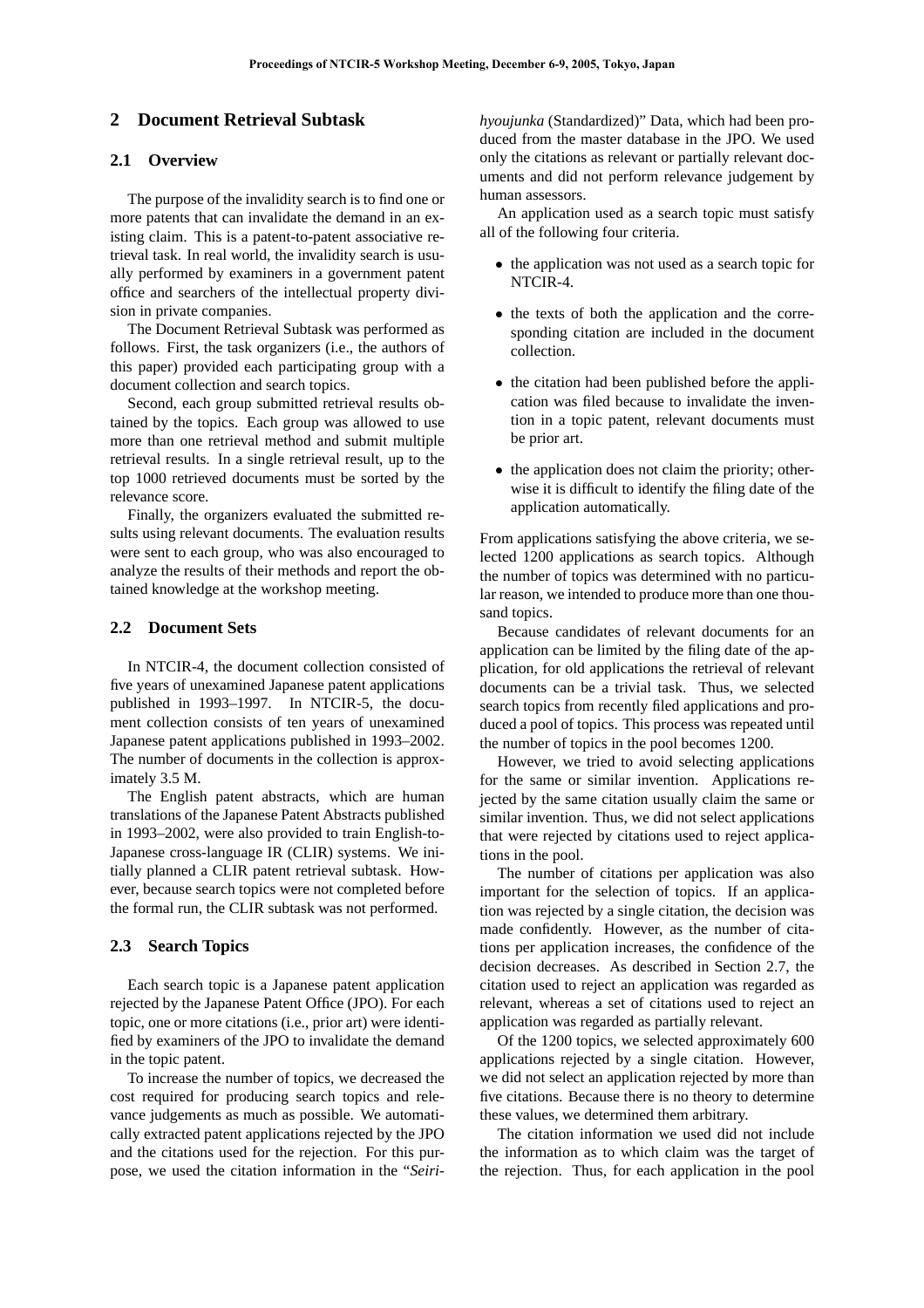## 2 Document Retrieval Subtask

### 2.1 Overview

The purpose of the invalidity search is to find one or more patents that can invalidate the demand in an existing claim. This is a patent-to-patent associative retrieval task. In real world, the invalidity search is usually performed by examiners in a government patent office and searchers of the intellectual property division in private companies.

The Document Retrieval Subtask was performed as follows. First, the task organizers (i.e., the authors of this paper) provided each participating group with a document collection and search topics.

Second, each group submitted retrieval results obtained by the topics. Each group was allowed to use more than one retrieval method and submit multiple retrieval results. In a single retrieval result, up to the top 1000 retrieved documents must be sorted by the relevance score.

Finally, the organizers evaluated the submitted results using relevant documents. The evaluation results were sent to each group, who was also encouraged to analyze the results of their methods and report the obtained knowledge at the workshop meeting.

### 2.2 Document Sets

In NTCIR-4, the document collection consisted of five years of unexamined Japanese patent applications published in 1993–1997. In NTCIR-5, the document collection consists of ten years of unexamined Japanese patent applications published in 1993–2002. The number of documents in the collection is approximately 3.5 M.

The English patent abstracts, which are human translations of the Japanese Patent Abstracts published in 1993–2002, were also provided to train English-to-Japanese cross-language IR (CLIR) systems. We initially planned a CLIR patent retrieval subtask. However, because search topics were not completed before the formal run, the CLIR subtask was not performed.

### 2.3 Search Topics

Each search topic is a Japanese patent application rejected by the Japanese Patent Office (JPO). For each topic, one or more citations (i.e., prior art) were identified by examiners of the JPO to invalidate the demand in the topic patent.

To increase the number of topics, we decreased the cost required for producing search topics and relevance judgements as much as possible. We automatically extracted patent applications rejected by the JPO and the citations used for the rejection. For this purpose, we used the citation information in the "*Seiri-hyoujunka* (Standardized)" Data, which had been produced from the master database in the JPO. We used only the citations as relevant or partially relevant documents and did not perform relevance judgement by human assessors.

An application used as a search topic must satisfy all of the following four criteria.

- the application was not used as a search topic for NTCIR-4.
- the texts of both the application and the corresponding citation are included in the document collection.
- the citation had been published before the application was filed because to invalidate the invention in a topic patent, relevant documents must be prior art.
- the application does not claim the priority; otherwise it is difficult to identify the filing date of the application automatically.

From applications satisfying the above criteria, we selected 1200 applications as search topics. Although the number of topics was determined with no particular reason, we intended to produce more than one thousand topics.

Because candidates of relevant documents for an application can be limited by the filing date of the application, for old applications the retrieval of relevant documents can be a trivial task. Thus, we selected search topics from recently filed applications and produced a pool of topics. This process was repeated until the number of topics in the pool becomes 1200.

However, we tried to avoid selecting applications for the same or similar invention. Applications rejected by the same citation usually claim the same or similar invention. Thus, we did not select applications that were rejected by citations used to reject applications in the pool.

The number of citations per application was also important for the selection of topics. If an application was rejected by a single citation, the decision was made confidently. However, as the number of citations per application increases, the confidence of the decision decreases. As described in Section 2.7, the citation used to reject an application was regarded as relevant, whereas a set of citations used to reject an application was regarded as partially relevant.

Of the 1200 topics, we selected approximately 600 applications rejected by a single citation. However, we did not select an application rejected by more than five citations. Because there is no theory to determine these values, we determined them arbitrary.

The citation information we used did not include the information as to which claim was the target of the rejection. Thus, for each application in the pool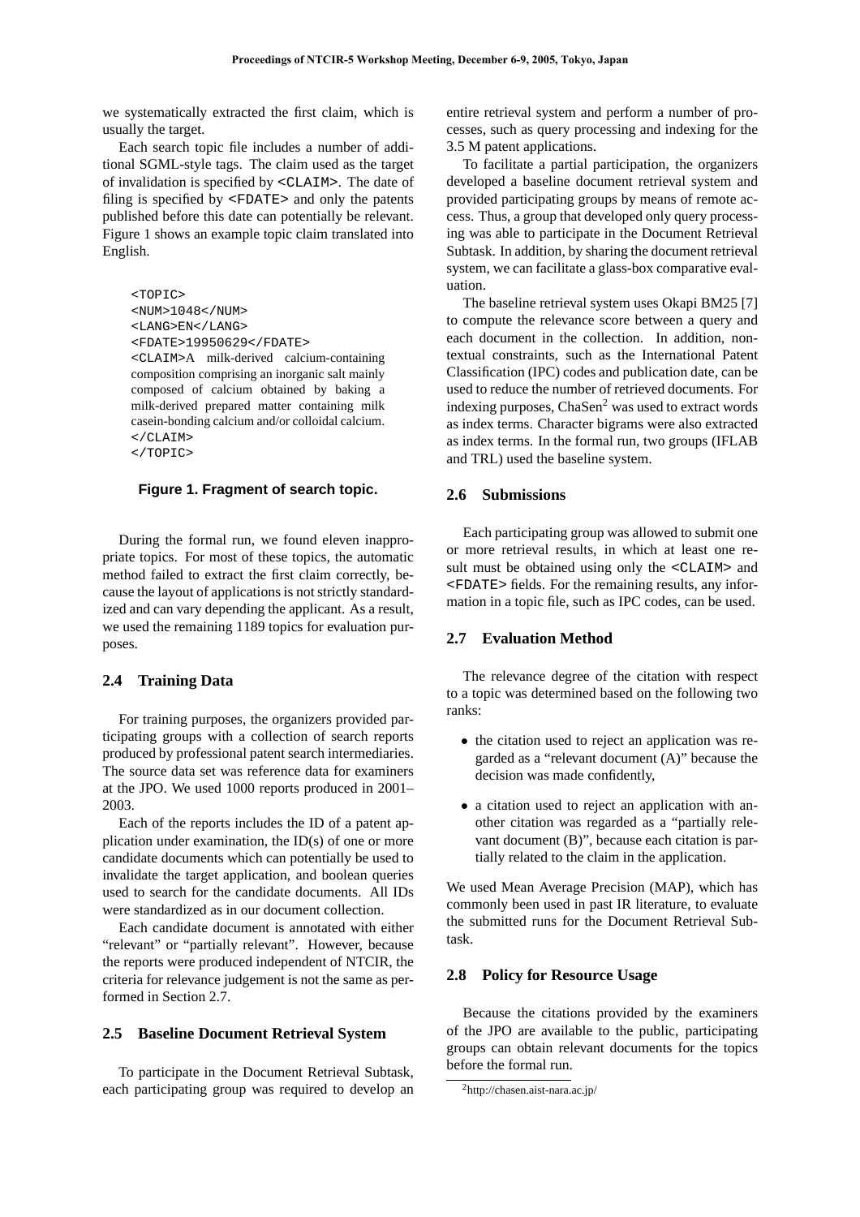we systematically extracted the first claim, which is usually the target.

Each search topic file includes a number of additional SGML-style tags. The claim used as the target of invalidation is specified by <CLAIM>. The date of filing is specified by <FDATE> and only the patents published before this date can potentially be relevant. Figure 1 shows an example topic claim translated into English.

```
<TOPIC>
<NUM>1048</NUM>
<LANG>EN</LANG>
<FDATE>19950629</FDATE>
<CLAIM>A milk-derived calcium-containing
composition comprising an inorganic salt mainly
composed of calcium obtained by baking a
milk-derived prepared matter containing milk
casein-bonding calcium and/or colloidal calcium.
</CLAIM>
</TOPIC>
```

**Figure 1. Fragment of search topic.**

During the formal run, we found eleven inappropriate topics. For most of these topics, the automatic method failed to extract the first claim correctly, because the layout of applications is not strictly standardized and can vary depending the applicant. As a result, we used the remaining 1189 topics for evaluation purposes.

## 2.4 Training Data

For training purposes, the organizers provided participating groups with a collection of search reports produced by professional patent search intermediaries. The source data set was reference data for examiners at the JPO. We used 1000 reports produced in 2001–2003.

Each of the reports includes the ID of a patent application under examination, the ID(s) of one or more candidate documents which can potentially be used to invalidate the target application, and boolean queries used to search for the candidate documents. All IDs were standardized as in our document collection.

Each candidate document is annotated with either "relevant" or "partially relevant". However, because the reports were produced independent of NTCIR, the criteria for relevance judgement is not the same as performed in Section 2.7.

## 2.5 Baseline Document Retrieval System

To participate in the Document Retrieval Subtask, each participating group was required to develop an entire retrieval system and perform a number of processes, such as query processing and indexing for the 3.5 M patent applications.

To facilitate a partial participation, the organizers developed a baseline document retrieval system and provided participating groups by means of remote access. Thus, a group that developed only query processing was able to participate in the Document Retrieval Subtask. In addition, by sharing the document retrieval system, we can facilitate a glass-box comparative evaluation.

The baseline retrieval system uses Okapi BM25 [7] to compute the relevance score between a query and each document in the collection. In addition, non-textual constraints, such as the International Patent Classification (IPC) codes and publication date, can be used to reduce the number of retrieved documents. For indexing purposes, ChaSen[2] was used to extract words as index terms. Character bigrams were also extracted as index terms. In the formal run, two groups (IFLAB and TRL) used the baseline system.

## 2.6 Submissions

Each participating group was allowed to submit one or more retrieval results, in which at least one result must be obtained using only the <CLAIM> and <FDATE> fields. For the remaining results, any information in a topic file, such as IPC codes, can be used.

## 2.7 Evaluation Method

The relevance degree of the citation with respect to a topic was determined based on the following two ranks:

- the citation used to reject an application was regarded as a "relevant document (A)" because the decision was made confidently,
- a citation used to reject an application with another citation was regarded as a "partially relevant document (B)", because each citation is partially related to the claim in the application.

We used Mean Average Precision (MAP), which has commonly been used in past IR literature, to evaluate the submitted runs for the Document Retrieval Subtask.

## 2.8 Policy for Resource Usage

Because the citations provided by the examiners of the JPO are available to the public, participating groups can obtain relevant documents for the topics before the formal run.

[2]http://chasen.aist-nara.ac.jp/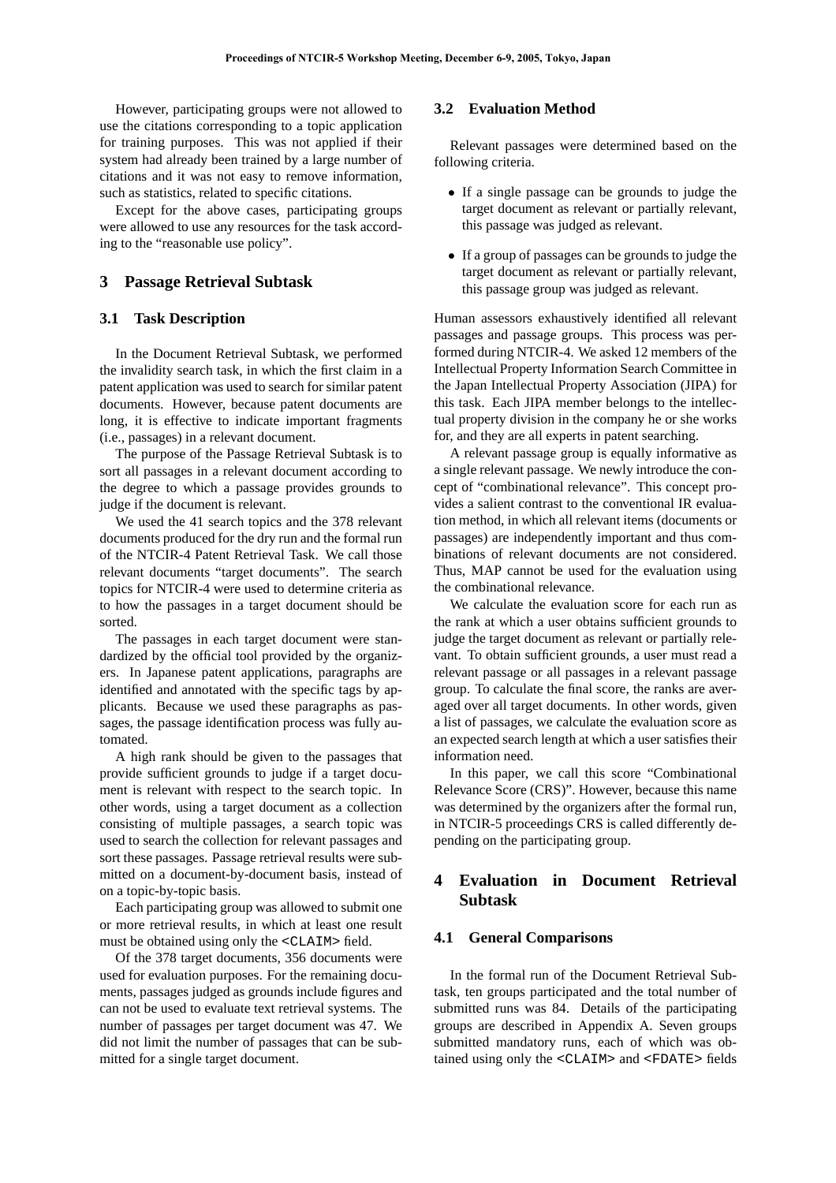However, participating groups were not allowed to use the citations corresponding to a topic application for training purposes. This was not applied if their system had already been trained by a large number of citations and it was not easy to remove information, such as statistics, related to specific citations.

Except for the above cases, participating groups were allowed to use any resources for the task according to the "reasonable use policy".

# 3 Passage Retrieval Subtask

## 3.1 Task Description

In the Document Retrieval Subtask, we performed the invalidity search task, in which the first claim in a patent application was used to search for similar patent documents. However, because patent documents are long, it is effective to indicate important fragments (i.e., passages) in a relevant document.

The purpose of the Passage Retrieval Subtask is to sort all passages in a relevant document according to the degree to which a passage provides grounds to judge if the document is relevant.

We used the 41 search topics and the 378 relevant documents produced for the dry run and the formal run of the NTCIR-4 Patent Retrieval Task. We call those relevant documents "target documents". The search topics for NTCIR-4 were used to determine criteria as to how the passages in a target document should be sorted.

The passages in each target document were standardized by the official tool provided by the organizers. In Japanese patent applications, paragraphs are identified and annotated with the specific tags by applicants. Because we used these paragraphs as passages, the passage identification process was fully automated.

A high rank should be given to the passages that provide sufficient grounds to judge if a target document is relevant with respect to the search topic. In other words, using a target document as a collection consisting of multiple passages, a search topic was used to search the collection for relevant passages and sort these passages. Passage retrieval results were submitted on a document-by-document basis, instead of on a topic-by-topic basis.

Each participating group was allowed to submit one or more retrieval results, in which at least one result must be obtained using only the `<CLAIM>` field.

Of the 378 target documents, 356 documents were used for evaluation purposes. For the remaining documents, passages judged as grounds include figures and can not be used to evaluate text retrieval systems. The number of passages per target document was 47. We did not limit the number of passages that can be submitted for a single target document.

## 3.2 Evaluation Method

Relevant passages were determined based on the following criteria.

- If a single passage can be grounds to judge the target document as relevant or partially relevant, this passage was judged as relevant.
- If a group of passages can be grounds to judge the target document as relevant or partially relevant, this passage group was judged as relevant.

Human assessors exhaustively identified all relevant passages and passage groups. This process was performed during NTCIR-4. We asked 12 members of the Intellectual Property Information Search Committee in the Japan Intellectual Property Association (JIPA) for this task. Each JIPA member belongs to the intellectual property division in the company he or she works for, and they are all experts in patent searching.

A relevant passage group is equally informative as a single relevant passage. We newly introduce the concept of "combinational relevance". This concept provides a salient contrast to the conventional IR evaluation method, in which all relevant items (documents or passages) are independently important and thus combinations of relevant documents are not considered. Thus, MAP cannot be used for the evaluation using the combinational relevance.

We calculate the evaluation score for each run as the rank at which a user obtains sufficient grounds to judge the target document as relevant or partially relevant. To obtain sufficient grounds, a user must read a relevant passage or all passages in a relevant passage group. To calculate the final score, the ranks are averaged over all target documents. In other words, given a list of passages, we calculate the evaluation score as an expected search length at which a user satisfies their information need.

In this paper, we call this score "Combinational Relevance Score (CRS)". However, because this name was determined by the organizers after the formal run, in NTCIR-5 proceedings CRS is called differently depending on the participating group.

# 4 Evaluation in Document Retrieval Subtask

## 4.1 General Comparisons

In the formal run of the Document Retrieval Subtask, ten groups participated and the total number of submitted runs was 84. Details of the participating groups are described in Appendix A. Seven groups submitted mandatory runs, each of which was obtained using only the `<CLAIM>` and `<FDATE>` fields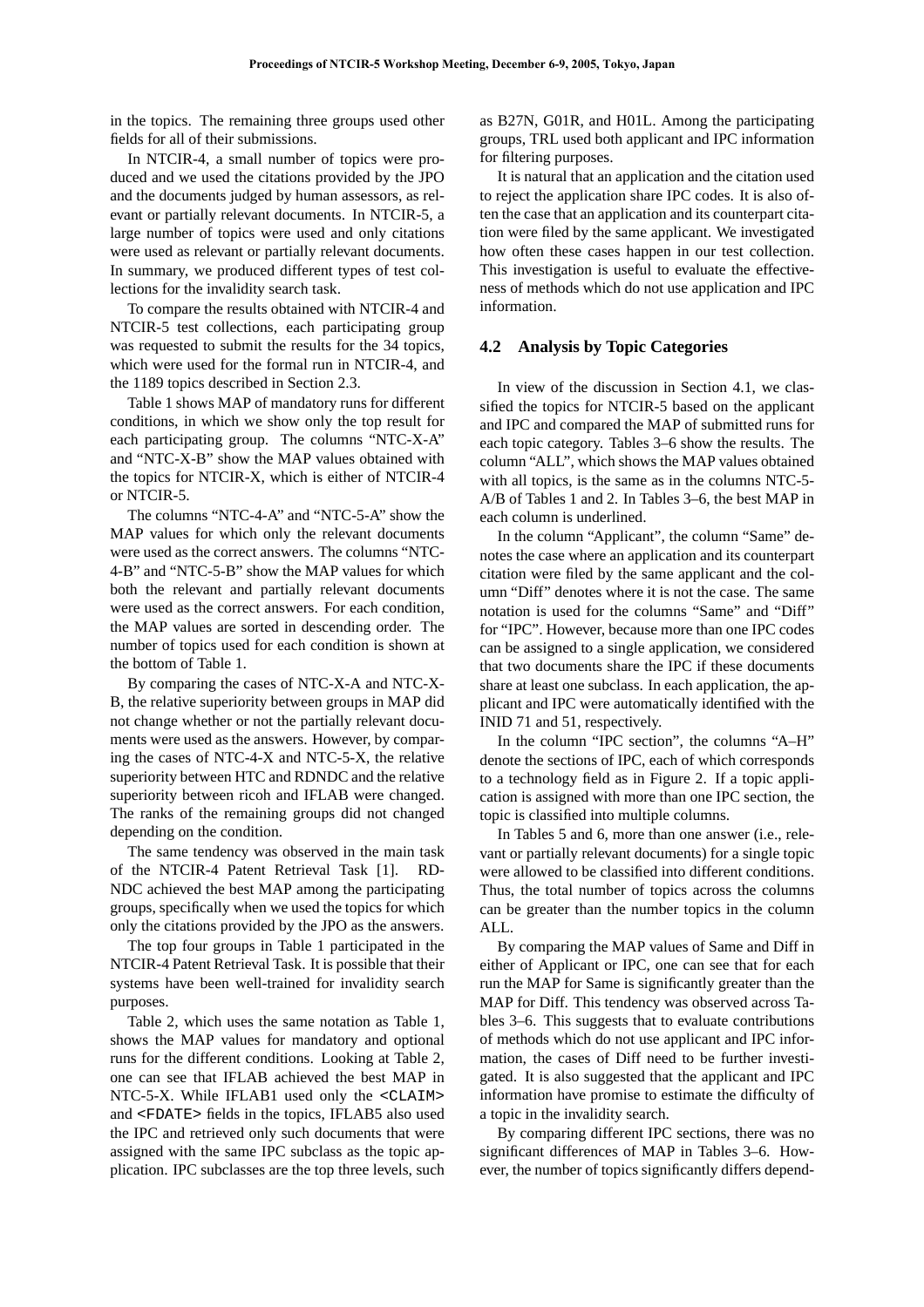in the topics. The remaining three groups used other fields for all of their submissions.

In NTCIR-4, a small number of topics were produced and we used the citations provided by the JPO and the documents judged by human assessors, as relevant or partially relevant documents. In NTCIR-5, a large number of topics were used and only citations were used as relevant or partially relevant documents. In summary, we produced different types of test collections for the invalidity search task.

To compare the results obtained with NTCIR-4 and NTCIR-5 test collections, each participating group was requested to submit the results for the 34 topics, which were used for the formal run in NTCIR-4, and the 1189 topics described in Section 2.3.

Table 1 shows MAP of mandatory runs for different conditions, in which we show only the top result for each participating group. The columns "NTC-X-A" and "NTC-X-B" show the MAP values obtained with the topics for NTCIR-X, which is either of NTCIR-4 or NTCIR-5.

The columns "NTC-4-A" and "NTC-5-A" show the MAP values for which only the relevant documents were used as the correct answers. The columns "NTC-4-B" and "NTC-5-B" show the MAP values for which both the relevant and partially relevant documents were used as the correct answers. For each condition, the MAP values are sorted in descending order. The number of topics used for each condition is shown at the bottom of Table 1.

By comparing the cases of NTC-X-A and NTC-X-B, the relative superiority between groups in MAP did not change whether or not the partially relevant documents were used as the answers. However, by comparing the cases of NTC-4-X and NTC-5-X, the relative superiority between HTC and RDNDC and the relative superiority between ricoh and IFLAB were changed. The ranks of the remaining groups did not changed depending on the condition.

The same tendency was observed in the main task of the NTCIR-4 Patent Retrieval Task [1]. RDNDC achieved the best MAP among the participating groups, specifically when we used the topics for which only the citations provided by the JPO as the answers.

The top four groups in Table 1 participated in the NTCIR-4 Patent Retrieval Task. It is possible that their systems have been well-trained for invalidity search purposes.

Table 2, which uses the same notation as Table 1, shows the MAP values for mandatory and optional runs for the different conditions. Looking at Table 2, one can see that IFLAB achieved the best MAP in NTC-5-X. While IFLAB1 used only the <CLAIM> and <FDATE> fields in the topics, IFLAB5 also used the IPC and retrieved only such documents that were assigned with the same IPC subclass as the topic application. IPC subclasses are the top three levels, such as B27N, G01R, and H01L. Among the participating groups, TRL used both applicant and IPC information for filtering purposes.

It is natural that an application and the citation used to reject the application share IPC codes. It is also often the case that an application and its counterpart citation were filed by the same applicant. We investigated how often these cases happen in our test collection. This investigation is useful to evaluate the effectiveness of methods which do not use application and IPC information.

### 4.2 Analysis by Topic Categories

In view of the discussion in Section 4.1, we classified the topics for NTCIR-5 based on the applicant and IPC and compared the MAP of submitted runs for each topic category. Tables 3–6 show the results. The column "ALL", which shows the MAP values obtained with all topics, is the same as in the columns NTC-5-A/B of Tables 1 and 2. In Tables 3–6, the best MAP in each column is underlined.

In the column "Applicant", the column "Same" denotes the case where an application and its counterpart citation were filed by the same applicant and the column "Diff" denotes where it is not the case. The same notation is used for the columns "Same" and "Diff" for "IPC". However, because more than one IPC codes can be assigned to a single application, we considered that two documents share the IPC if these documents share at least one subclass. In each application, the applicant and IPC were automatically identified with the INID 71 and 51, respectively.

In the column "IPC section", the columns "A–H" denote the sections of IPC, each of which corresponds to a technology field as in Figure 2. If a topic application is assigned with more than one IPC section, the topic is classified into multiple columns.

In Tables 5 and 6, more than one answer (i.e., relevant or partially relevant documents) for a single topic were allowed to be classified into different conditions. Thus, the total number of topics across the columns can be greater than the number topics in the column ALL.

By comparing the MAP values of Same and Diff in either of Applicant or IPC, one can see that for each run the MAP for Same is significantly greater than the MAP for Diff. This tendency was observed across Tables 3–6. This suggests that to evaluate contributions of methods which do not use applicant and IPC information, the cases of Diff need to be further investigated. It is also suggested that the applicant and IPC information have promise to estimate the difficulty of a topic in the invalidity search.

By comparing different IPC sections, there was no significant differences of MAP in Tables 3–6. However, the number of topics significantly differs depend-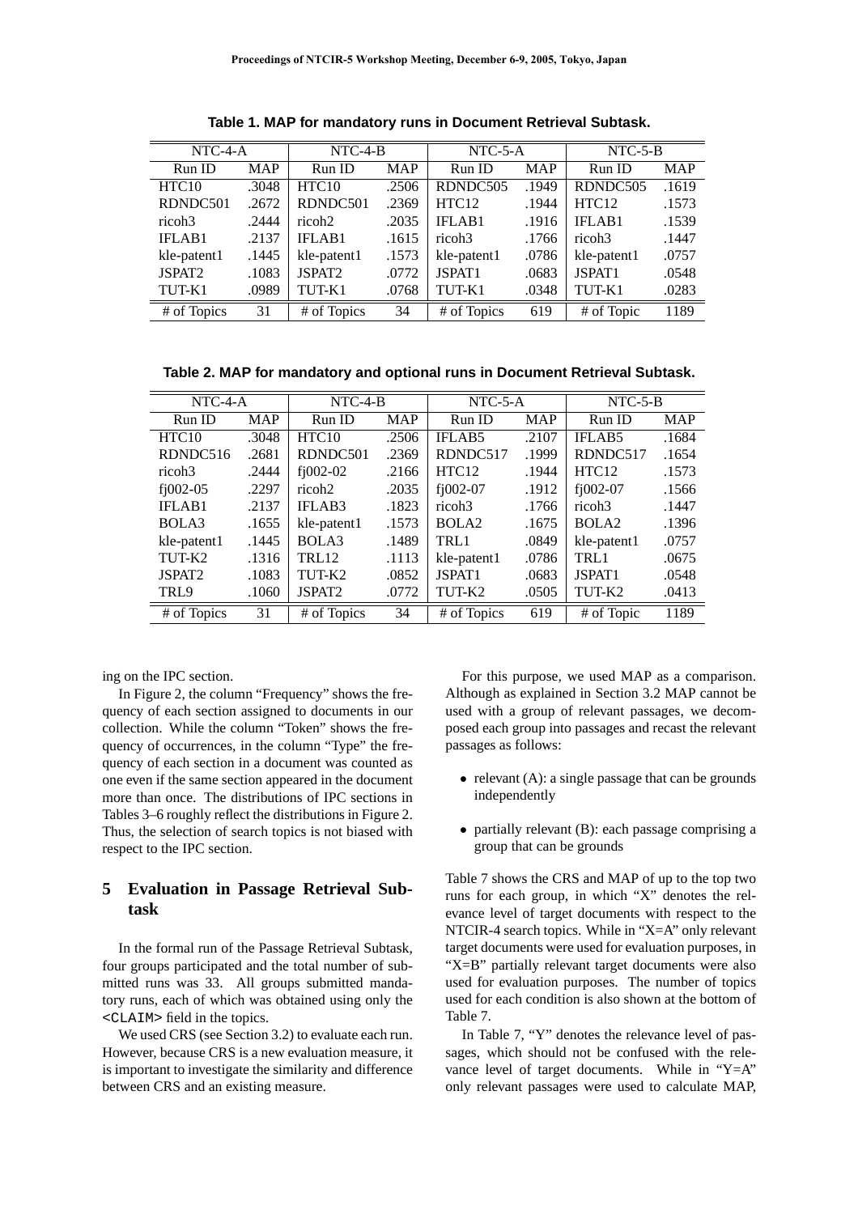**Table 1. MAP for mandatory runs in Document Retrieval Subtask.**

| NTC-4-A | | NTC-4-B | | NTC-5-A | | NTC-5-B | |
|---|---|---|---|---|---|---|---|
| Run ID | MAP | Run ID | MAP | Run ID | MAP | Run ID | MAP |
| HTC10 | .3048 | HTC10 | .2506 | RDNDC505 | .1949 | RDNDC505 | .1619 |
| RDNDC501 | .2672 | RDNDC501 | .2369 | HTC12 | .1944 | HTC12 | .1573 |
| ricoh3 | .2444 | ricoh2 | .2035 | IFLAB1 | .1916 | IFLAB1 | .1539 |
| IFLAB1 | .2137 | IFLAB1 | .1615 | ricoh3 | .1766 | ricoh3 | .1447 |
| kle-patent1 | .1445 | kle-patent1 | .1573 | kle-patent1 | .0786 | kle-patent1 | .0757 |
| JSPAT2 | .1083 | JSPAT2 | .0772 | JSPAT1 | .0683 | JSPAT1 | .0548 |
| TUT-K1 | .0989 | TUT-K1 | .0768 | TUT-K1 | .0348 | TUT-K1 | .0283 |
| # of Topics | 31 | # of Topics | 34 | # of Topics | 619 | # of Topic | 1189 |

**Table 2. MAP for mandatory and optional runs in Document Retrieval Subtask.**

| NTC-4-A | | NTC-4-B | | NTC-5-A | | NTC-5-B | |
|---|---|---|---|---|---|---|---|
| Run ID | MAP | Run ID | MAP | Run ID | MAP | Run ID | MAP |
| HTC10 | .3048 | HTC10 | .2506 | IFLAB5 | .2107 | IFLAB5 | .1684 |
| RDNDC516 | .2681 | RDNDC501 | .2369 | RDNDC517 | .1999 | RDNDC517 | .1654 |
| ricoh3 | .2444 | fj002-02 | .2166 | HTC12 | .1944 | HTC12 | .1573 |
| fj002-05 | .2297 | ricoh2 | .2035 | fj002-07 | .1912 | fj002-07 | .1566 |
| IFLAB1 | .2137 | IFLAB3 | .1823 | ricoh3 | .1766 | ricoh3 | .1447 |
| BOLA3 | .1655 | kle-patent1 | .1573 | BOLA2 | .1675 | BOLA2 | .1396 |
| kle-patent1 | .1445 | BOLA3 | .1489 | TRL1 | .0849 | kle-patent1 | .0757 |
| TUT-K2 | .1316 | TRL12 | .1113 | kle-patent1 | .0786 | TRL1 | .0675 |
| JSPAT2 | .1083 | TUT-K2 | .0852 | JSPAT1 | .0683 | JSPAT1 | .0548 |
| TRL9 | .1060 | JSPAT2 | .0772 | TUT-K2 | .0505 | TUT-K2 | .0413 |
| # of Topics | 31 | # of Topics | 34 | # of Topics | 619 | # of Topic | 1189 |

ing on the IPC section.

In Figure 2, the column "Frequency" shows the frequency of each section assigned to documents in our collection. While the column "Token" shows the frequency of occurrences, in the column "Type" the frequency of each section in a document was counted as one even if the same section appeared in the document more than once. The distributions of IPC sections in Tables 3–6 roughly reflect the distributions in Figure 2. Thus, the selection of search topics is not biased with respect to the IPC section.

## 5 Evaluation in Passage Retrieval Subtask

In the formal run of the Passage Retrieval Subtask, four groups participated and the total number of submitted runs was 33. All groups submitted mandatory runs, each of which was obtained using only the `<CLAIM>` field in the topics.

We used CRS (see Section 3.2) to evaluate each run. However, because CRS is a new evaluation measure, it is important to investigate the similarity and difference between CRS and an existing measure.

For this purpose, we used MAP as a comparison. Although as explained in Section 3.2 MAP cannot be used with a group of relevant passages, we decomposed each group into passages and recast the relevant passages as follows:

- relevant (A): a single passage that can be grounds independently
- partially relevant (B): each passage comprising a group that can be grounds

Table 7 shows the CRS and MAP of up to the top two runs for each group, in which "X" denotes the relevance level of target documents with respect to the NTCIR-4 search topics. While in "X=A" only relevant target documents were used for evaluation purposes, in "X=B" partially relevant target documents were also used for evaluation purposes. The number of topics used for each condition is also shown at the bottom of Table 7.

In Table 7, "Y" denotes the relevance level of passages, which should not be confused with the relevance level of target documents. While in "Y=A" only relevant passages were used to calculate MAP,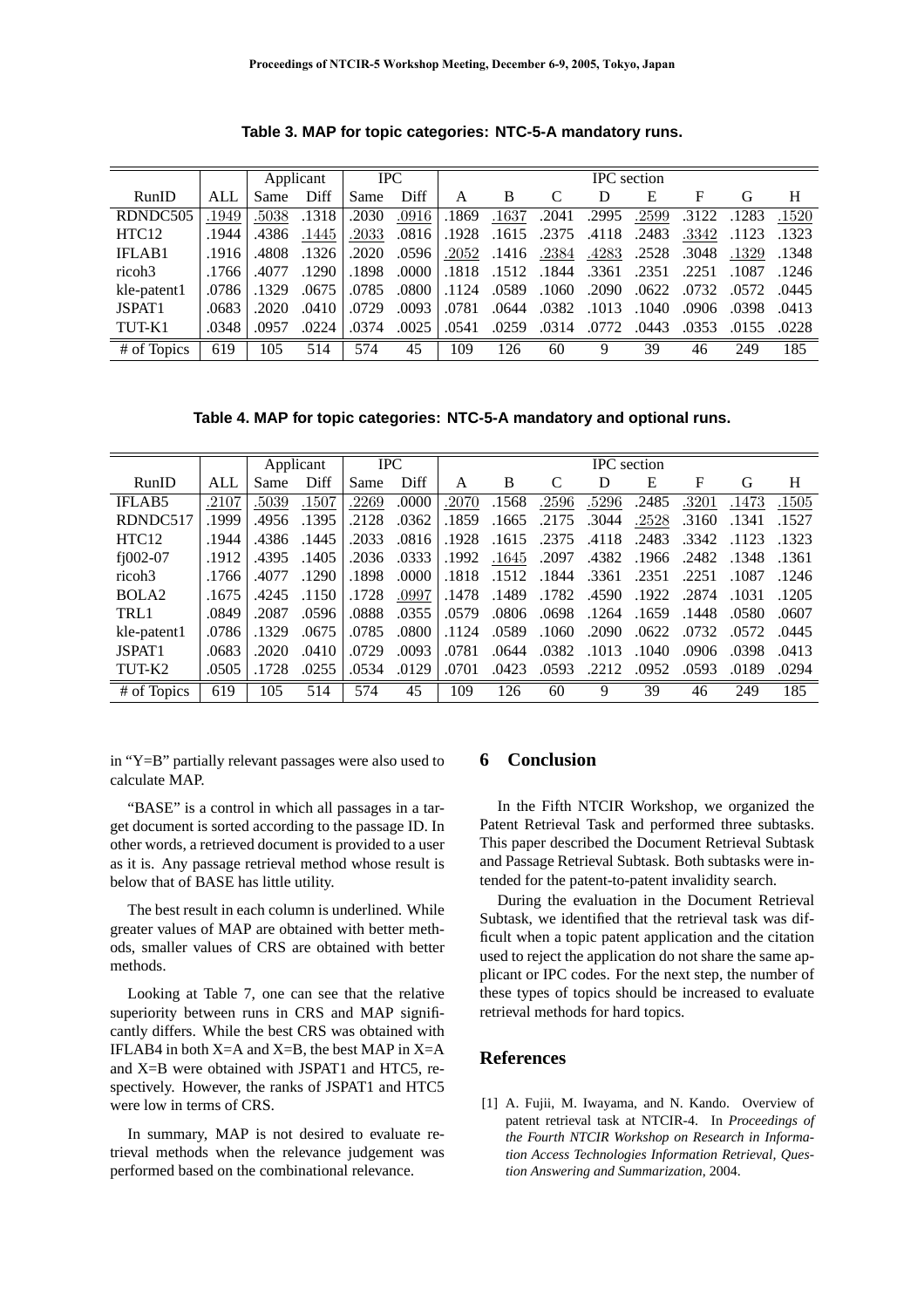**Table 3. MAP for topic categories: NTC-5-A mandatory runs.**

| | | Applicant | | IPC | | IPC section | | | | | | | |
|---|---|---|---|---|---|---|---|---|---|---|---|---|---|
| RunID | ALL | Same | Diff | Same | Diff | A | B | C | D | E | F | G | H |
| RDNDC505 | .1949 | .5038 | .1318 | .2030 | .0916 | .1869 | .1637 | .2041 | .2995 | .2599 | .3122 | .1283 | .1520 |
| HTC12 | .1944 | .4386 | .1445 | .2033 | .0816 | .1928 | .1615 | .2375 | .4118 | .2483 | .3342 | .1123 | .1323 |
| IFLAB1 | .1916 | .4808 | .1326 | .2020 | .0596 | .2052 | .1416 | .2384 | .4283 | .2528 | .3048 | .1329 | .1348 |
| ricoh3 | .1766 | .4077 | .1290 | .1898 | .0000 | .1818 | .1512 | .1844 | .3361 | .2351 | .2251 | .1087 | .1246 |
| kle-patent1 | .0786 | .1329 | .0675 | .0785 | .0800 | .1124 | .0589 | .1060 | .2090 | .0622 | .0732 | .0572 | .0445 |
| JSPAT1 | .0683 | .2020 | .0410 | .0729 | .0093 | .0781 | .0644 | .0382 | .1013 | .1040 | .0906 | .0398 | .0413 |
| TUT-K1 | .0348 | .0957 | .0224 | .0374 | .0025 | .0541 | .0259 | .0314 | .0772 | .0443 | .0353 | .0155 | .0228 |
| # of Topics | 619 | 105 | 514 | 574 | 45 | 109 | 126 | 60 | 9 | 39 | 46 | 249 | 185 |

**Table 4. MAP for topic categories: NTC-5-A mandatory and optional runs.**

| | | Applicant | | IPC | | IPC section | | | | | | | |
|---|---|---|---|---|---|---|---|---|---|---|---|---|---|
| RunID | ALL | Same | Diff | Same | Diff | A | B | C | D | E | F | G | H |
| IFLAB5 | .2107 | .5039 | .1507 | .2269 | .0000 | .2070 | .1568 | .2596 | .5296 | .2485 | .3201 | .1473 | .1505 |
| RDNDC517 | .1999 | .4956 | .1395 | .2128 | .0362 | .1859 | .1665 | .2175 | .3044 | .2528 | .3160 | .1341 | .1527 |
| HTC12 | .1944 | .4386 | .1445 | .2033 | .0816 | .1928 | .1615 | .2375 | .4118 | .2483 | .3342 | .1123 | .1323 |
| fj002-07 | .1912 | .4395 | .1405 | .2036 | .0333 | .1992 | .1645 | .2097 | .4382 | .1966 | .2482 | .1348 | .1361 |
| ricoh3 | .1766 | .4077 | .1290 | .1898 | .0000 | .1818 | .1512 | .1844 | .3361 | .2351 | .2251 | .1087 | .1246 |
| BOLA2 | .1675 | .4245 | .1150 | .1728 | .0997 | .1478 | .1489 | .1782 | .4590 | .1922 | .2874 | .1031 | .1205 |
| TRL1 | .0849 | .2087 | .0596 | .0888 | .0355 | .0579 | .0806 | .0698 | .1264 | .1659 | .1448 | .0580 | .0607 |
| kle-patent1 | .0786 | .1329 | .0675 | .0785 | .0800 | .1124 | .0589 | .1060 | .2090 | .0622 | .0732 | .0572 | .0445 |
| JSPAT1 | .0683 | .2020 | .0410 | .0729 | .0093 | .0781 | .0644 | .0382 | .1013 | .1040 | .0906 | .0398 | .0413 |
| TUT-K2 | .0505 | .1728 | .0255 | .0534 | .0129 | .0701 | .0423 | .0593 | .2212 | .0952 | .0593 | .0189 | .0294 |
| # of Topics | 619 | 105 | 514 | 574 | 45 | 109 | 126 | 60 | 9 | 39 | 46 | 249 | 185 |

in "Y=B" partially relevant passages were also used to calculate MAP.

"BASE" is a control in which all passages in a target document is sorted according to the passage ID. In other words, a retrieved document is provided to a user as it is. Any passage retrieval method whose result is below that of BASE has little utility.

The best result in each column is underlined. While greater values of MAP are obtained with better methods, smaller values of CRS are obtained with better methods.

Looking at Table 7, one can see that the relative superiority between runs in CRS and MAP significantly differs. While the best CRS was obtained with IFLAB4 in both X=A and X=B, the best MAP in X=A and X=B were obtained with JSPAT1 and HTC5, respectively. However, the ranks of JSPAT1 and HTC5 were low in terms of CRS.

In summary, MAP is not desired to evaluate retrieval methods when the relevance judgement was performed based on the combinational relevance.

## 6 Conclusion

In the Fifth NTCIR Workshop, we organized the Patent Retrieval Task and performed three subtasks. This paper described the Document Retrieval Subtask and Passage Retrieval Subtask. Both subtasks were intended for the patent-to-patent invalidity search.

During the evaluation in the Document Retrieval Subtask, we identified that the retrieval task was difficult when a topic patent application and the citation used to reject the application do not share the same applicant or IPC codes. For the next step, the number of these types of topics should be increased to evaluate retrieval methods for hard topics.

## References

[1] A. Fujii, M. Iwayama, and N. Kando. Overview of patent retrieval task at NTCIR-4. In *Proceedings of the Fourth NTCIR Workshop on Research in Information Access Technologies Information Retrieval, Question Answering and Summarization*, 2004.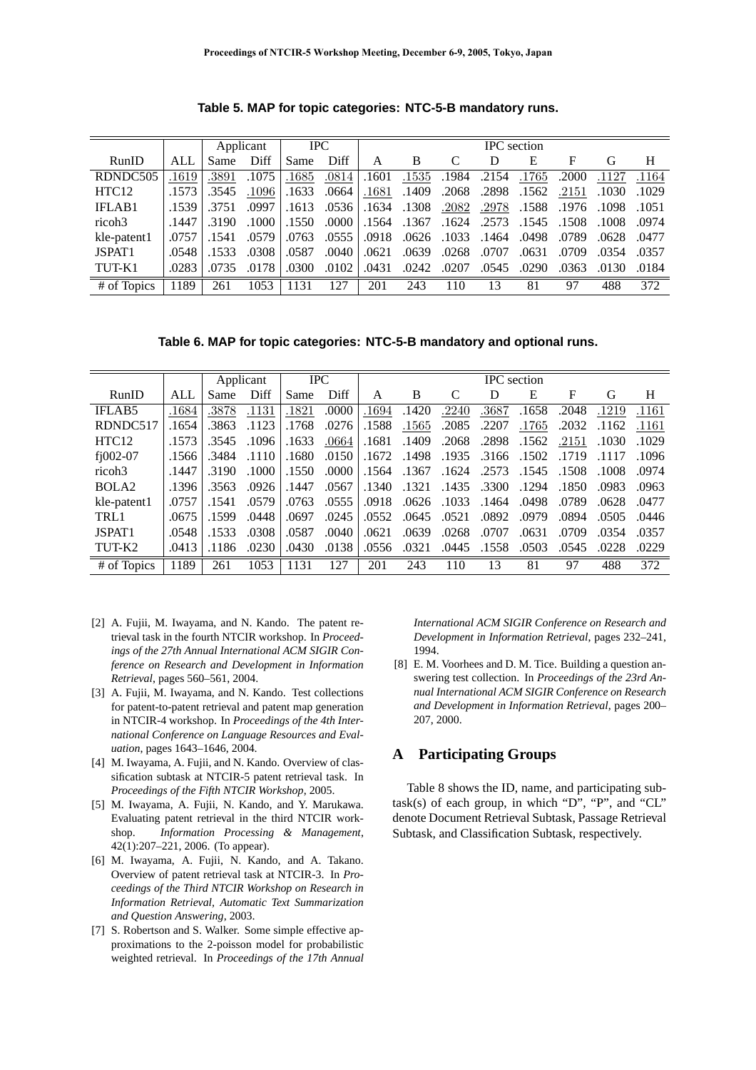**Table 5. MAP for topic categories: NTC-5-B mandatory runs.**

| | | Applicant | | IPC | | IPC section | | | | | | | |
|---|---|---|---|---|---|---|---|---|---|---|---|---|---|
| RunID | ALL | Same | Diff | Same | Diff | A | B | C | D | E | F | G | H |
| RDNDC505 | .1619 | .3891 | .1075 | .1685 | .0814 | .1601 | .1535 | .1984 | .2154 | .1765 | .2000 | .1127 | .1164 |
| HTC12 | .1573 | .3545 | .1096 | .1633 | .0664 | .1681 | .1409 | .2068 | .2898 | .1562 | .2151 | .1030 | .1029 |
| IFLAB1 | .1539 | .3751 | .0997 | .1613 | .0536 | .1634 | .1308 | .2082 | .2978 | .1588 | .1976 | .1098 | .1051 |
| ricoh3 | .1447 | .3190 | .1000 | .1550 | .0000 | .1564 | .1367 | .1624 | .2573 | .1545 | .1508 | .1008 | .0974 |
| kle-patent1 | .0757 | .1541 | .0579 | .0763 | .0555 | .0918 | .0626 | .1033 | .1464 | .0498 | .0789 | .0628 | .0477 |
| JSPAT1 | .0548 | .1533 | .0308 | .0587 | .0040 | .0621 | .0639 | .0268 | .0707 | .0631 | .0709 | .0354 | .0357 |
| TUT-K1 | .0283 | .0735 | .0178 | .0300 | .0102 | .0431 | .0242 | .0207 | .0545 | .0290 | .0363 | .0130 | .0184 |
| # of Topics | 1189 | 261 | 1053 | 1131 | 127 | 201 | 243 | 110 | 13 | 81 | 97 | 488 | 372 |

**Table 6. MAP for topic categories: NTC-5-B mandatory and optional runs.**

| | | Applicant | | IPC | | IPC section | | | | | | | |
|---|---|---|---|---|---|---|---|---|---|---|---|---|---|
| RunID | ALL | Same | Diff | Same | Diff | A | B | C | D | E | F | G | H |
| IFLAB5 | .1684 | .3878 | .1131 | .1821 | .0000 | .1694 | .1420 | .2240 | .3687 | .1658 | .2048 | .1219 | .1161 |
| RDNDC517 | .1654 | .3863 | .1123 | .1768 | .0276 | .1588 | .1565 | .2085 | .2207 | .1765 | .2032 | .1162 | .1161 |
| HTC12 | .1573 | .3545 | .1096 | .1633 | .0664 | .1681 | .1409 | .2068 | .2898 | .1562 | .2151 | .1030 | .1029 |
| fj002-07 | .1566 | .3484 | .1110 | .1680 | .0150 | .1672 | .1498 | .1935 | .3166 | .1502 | .1719 | .1117 | .1096 |
| ricoh3 | .1447 | .3190 | .1000 | .1550 | .0000 | .1564 | .1367 | .1624 | .2573 | .1545 | .1508 | .1008 | .0974 |
| BOLA2 | .1396 | .3563 | .0926 | .1447 | .0567 | .1340 | .1321 | .1435 | .3300 | .1294 | .1850 | .0983 | .0963 |
| kle-patent1 | .0757 | .1541 | .0579 | .0763 | .0555 | .0918 | .0626 | .1033 | .1464 | .0498 | .0789 | .0628 | .0477 |
| TRL1 | .0675 | .1599 | .0448 | .0697 | .0245 | .0552 | .0645 | .0521 | .0892 | .0979 | .0894 | .0505 | .0446 |
| JSPAT1 | .0548 | .1533 | .0308 | .0587 | .0040 | .0621 | .0639 | .0268 | .0707 | .0631 | .0709 | .0354 | .0357 |
| TUT-K2 | .0413 | .1186 | .0230 | .0430 | .0138 | .0556 | .0321 | .0445 | .1558 | .0503 | .0545 | .0228 | .0229 |
| # of Topics | 1189 | 261 | 1053 | 1131 | 127 | 201 | 243 | 110 | 13 | 81 | 97 | 488 | 372 |

[2] A. Fujii, M. Iwayama, and N. Kando. The patent retrieval task in the fourth NTCIR workshop. In *Proceedings of the 27th Annual International ACM SIGIR Conference on Research and Development in Information Retrieval*, pages 560–561, 2004.

[3] A. Fujii, M. Iwayama, and N. Kando. Test collections for patent-to-patent retrieval and patent map generation in NTCIR-4 workshop. In *Proceedings of the 4th International Conference on Language Resources and Evaluation*, pages 1643–1646, 2004.

[4] M. Iwayama, A. Fujii, and N. Kando. Overview of classification subtask at NTCIR-5 patent retrieval task. In *Proceedings of the Fifth NTCIR Workshop*, 2005.

[5] M. Iwayama, A. Fujii, N. Kando, and Y. Marukawa. Evaluating patent retrieval in the third NTCIR workshop. *Information Processing & Management*, 42(1):207–221, 2006. (To appear).

[6] M. Iwayama, A. Fujii, N. Kando, and A. Takano. Overview of patent retrieval task at NTCIR-3. In *Proceedings of the Third NTCIR Workshop on Research in Information Retrieval, Automatic Text Summarization and Question Answering*, 2003.

[7] S. Robertson and S. Walker. Some simple effective approximations to the 2-poisson model for probabilistic weighted retrieval. In *Proceedings of the 17th Annual International ACM SIGIR Conference on Research and Development in Information Retrieval*, pages 232–241, 1994.

[8] E. M. Voorhees and D. M. Tice. Building a question answering test collection. In *Proceedings of the 23rd Annual International ACM SIGIR Conference on Research and Development in Information Retrieval*, pages 200–207, 2000.

## A Participating Groups

Table 8 shows the ID, name, and participating subtask(s) of each group, in which "D", "P", and "CL" denote Document Retrieval Subtask, Passage Retrieval Subtask, and Classification Subtask, respectively.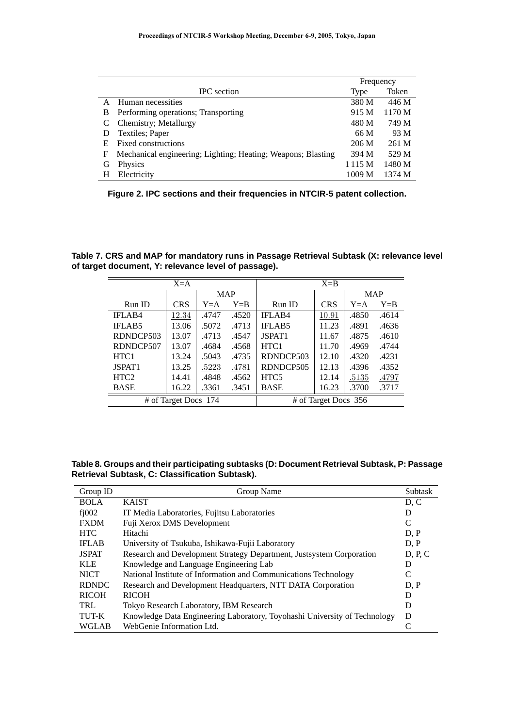| | IPC section | Frequency | |
|---|---|---|---|
| | | Type | Token |
| A | Human necessities | 380 M | 446 M |
| B | Performing operations; Transporting | 915 M | 1170 M |
| C | Chemistry; Metallurgy | 480 M | 749 M |
| D | Textiles; Paper | 66 M | 93 M |
| E | Fixed constructions | 206 M | 261 M |
| F | Mechanical engineering; Lighting; Heating; Weapons; Blasting | 394 M | 529 M |
| G | Physics | 1 115 M | 1480 M |
| H | Electricity | 1009 M | 1374 M |

**Figure 2. IPC sections and their frequencies in NTCIR-5 patent collection.**

**Table 7. CRS and MAP for mandatory runs in Passage Retrieval Subtask (X: relevance level of target document, Y: relevance level of passage).**

| X=A | | | | X=B | | | |
|---|---|---|---|---|---|---|---|
| | | MAP | | | | MAP | |
| Run ID | CRS | Y=A | Y=B | Run ID | CRS | Y=A | Y=B |
| IFLAB4 | 12.34 | .4747 | .4520 | IFLAB4 | 10.91 | .4850 | .4614 |
| IFLAB5 | 13.06 | .5072 | .4713 | IFLAB5 | 11.23 | .4891 | .4636 |
| RDNDCP503 | 13.07 | .4713 | .4547 | JSPAT1 | 11.67 | .4875 | .4610 |
| RDNDCP507 | 13.07 | .4684 | .4568 | HTC1 | 11.70 | .4969 | .4744 |
| HTC1 | 13.24 | .5043 | .4735 | RDNDCP503 | 12.10 | .4320 | .4231 |
| JSPAT1 | 13.25 | .5223 | .4781 | RDNDCP505 | 12.13 | .4396 | .4352 |
| HTC2 | 14.41 | .4848 | .4562 | HTC5 | 12.14 | .5135 | .4797 |
| BASE | 16.22 | .3361 | .3451 | BASE | 16.23 | .3700 | .3717 |
| # of Target Docs 174 | | | | # of Target Docs 356 | | | |

**Table 8. Groups and their participating subtasks (D: Document Retrieval Subtask, P: Passage Retrieval Subtask, C: Classification Subtask).**

| Group ID | Group Name | Subtask |
|---|---|---|
| BOLA | KAIST | D, C |
| fj002 | IT Media Laboratories, Fujitsu Laboratories | D |
| FXDM | Fuji Xerox DMS Development | C |
| HTC | Hitachi | D, P |
| IFLAB | University of Tsukuba, Ishikawa-Fujii Laboratory | D, P |
| JSPAT | Research and Development Strategy Department, Justsystem Corporation | D, P, C |
| KLE | Knowledge and Language Engineering Lab | D |
| NICT | National Institute of Information and Communications Technology | C |
| RDNDC | Research and Development Headquarters, NTT DATA Corporation | D, P |
| RICOH | RICOH | D |
| TRL | Tokyo Research Laboratory, IBM Research | D |
| TUT-K | Knowledge Data Engineering Laboratory, Toyohashi University of Technology | D |
| WGLAB | WebGenie Information Ltd. | C |